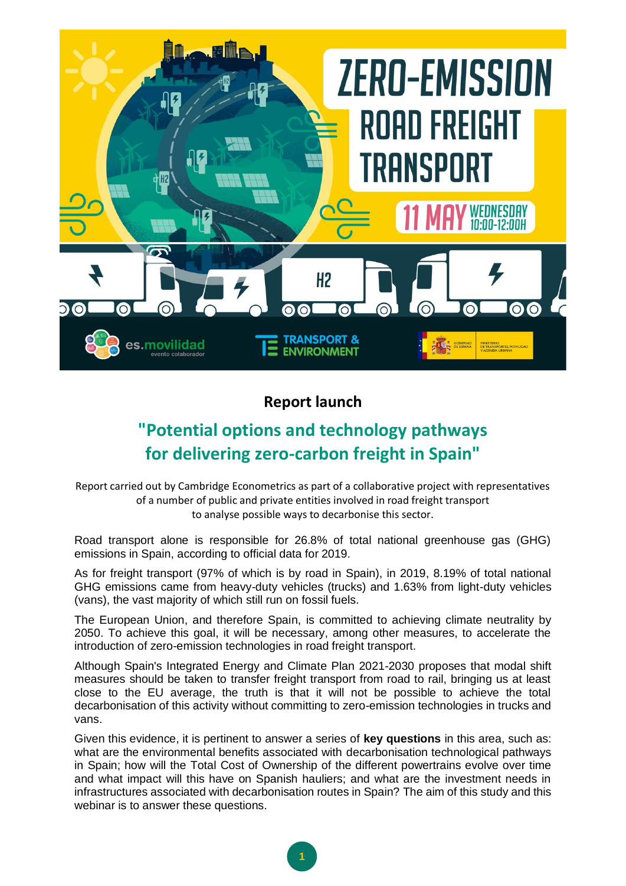# ZERO-EMISSION ROAD FREIGHT TRANSPORT

11 MAY WEDNESDAY 10:00-12:00H

es.movilidad evento colaborador | TRANSPORT & ENVIRONMENT | GOBIERNO DE ESPAÑA – MINISTERIO DE TRANSPORTES, MOVILIDAD Y AGENDA URBANA

## Report launch

## "Potential options and technology pathways for delivering zero-carbon freight in Spain"

Report carried out by Cambridge Econometrics as part of a collaborative project with representatives of a number of public and private entities involved in road freight transport to analyse possible ways to decarbonise this sector.

Road transport alone is responsible for 26.8% of total national greenhouse gas (GHG) emissions in Spain, according to official data for 2019.

As for freight transport (97% of which is by road in Spain), in 2019, 8.19% of total national GHG emissions came from heavy-duty vehicles (trucks) and 1.63% from light-duty vehicles (vans), the vast majority of which still run on fossil fuels.

The European Union, and therefore Spain, is committed to achieving climate neutrality by 2050. To achieve this goal, it will be necessary, among other measures, to accelerate the introduction of zero-emission technologies in road freight transport.

Although Spain's Integrated Energy and Climate Plan 2021-2030 proposes that modal shift measures should be taken to transfer freight transport from road to rail, bringing us at least close to the EU average, the truth is that it will not be possible to achieve the total decarbonisation of this activity without committing to zero-emission technologies in trucks and vans.

Given this evidence, it is pertinent to answer a series of **key questions** in this area, such as: what are the environmental benefits associated with decarbonisation technological pathways in Spain; how will the Total Cost of Ownership of the different powertrains evolve over time and what impact will this have on Spanish hauliers; and what are the investment needs in infrastructures associated with decarbonisation routes in Spain? The aim of this study and this webinar is to answer these questions.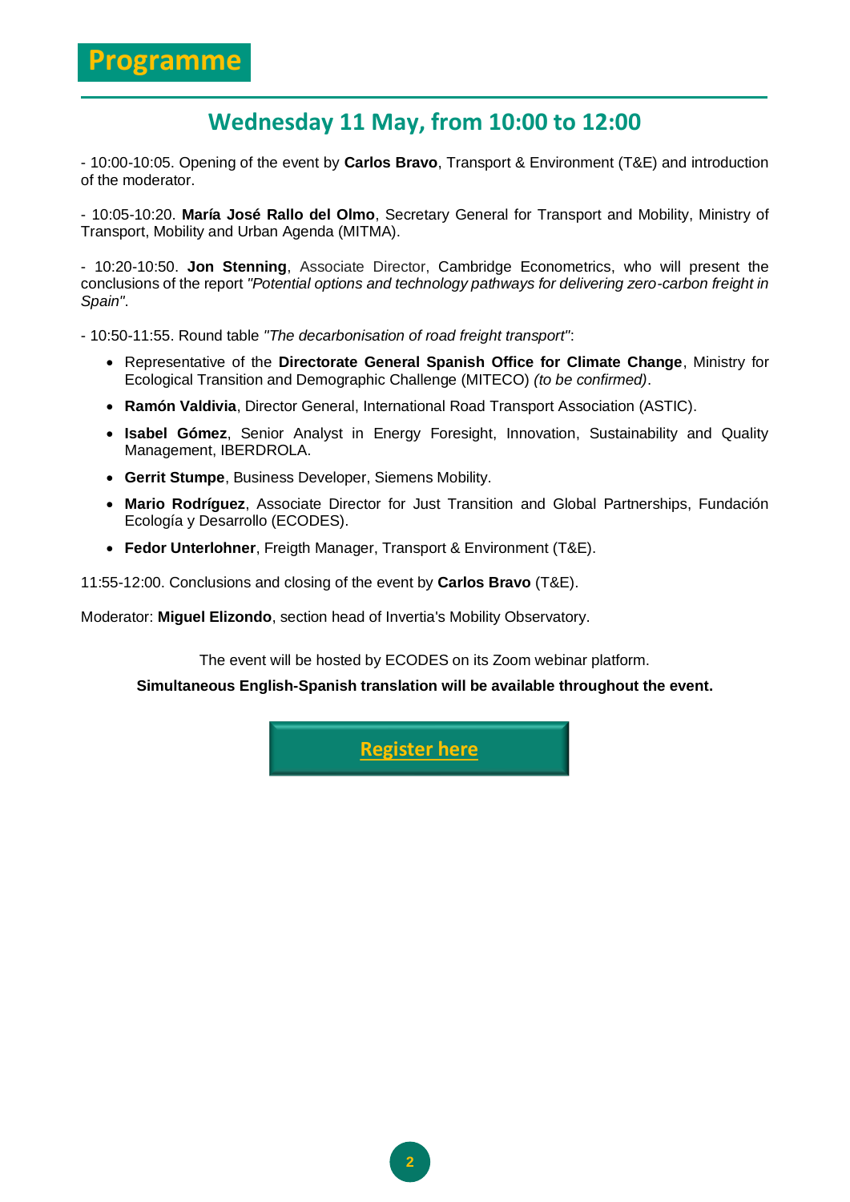# Programme

## Wednesday 11 May, from 10:00 to 12:00

- 10:00-10:05. Opening of the event by **Carlos Bravo**, Transport & Environment (T&E) and introduction of the moderator.

- 10:05-10:20. **María José Rallo del Olmo**, Secretary General for Transport and Mobility, Ministry of Transport, Mobility and Urban Agenda (MITMA).

- 10:20-10:50. **Jon Stenning**, Associate Director, Cambridge Econometrics, who will present the conclusions of the report *"Potential options and technology pathways for delivering zero-carbon freight in Spain"*.

- 10:50-11:55. Round table *"The decarbonisation of road freight transport"*:

  - Representative of the **Directorate General Spanish Office for Climate Change**, Ministry for Ecological Transition and Demographic Challenge (MITECO) *(to be confirmed)*.
  - **Ramón Valdivia**, Director General, International Road Transport Association (ASTIC).
  - **Isabel Gómez**, Senior Analyst in Energy Foresight, Innovation, Sustainability and Quality Management, IBERDROLA.
  - **Gerrit Stumpe**, Business Developer, Siemens Mobility.
  - **Mario Rodríguez**, Associate Director for Just Transition and Global Partnerships, Fundación Ecología y Desarrollo (ECODES).
  - **Fedor Unterlohner**, Freigth Manager, Transport & Environment (T&E).

11:55-12:00. Conclusions and closing of the event by **Carlos Bravo** (T&E).

Moderator: **Miguel Elizondo**, section head of Invertia's Mobility Observatory.

The event will be hosted by ECODES on its Zoom webinar platform.

**Simultaneous English-Spanish translation will be available throughout the event.**

**Register here**